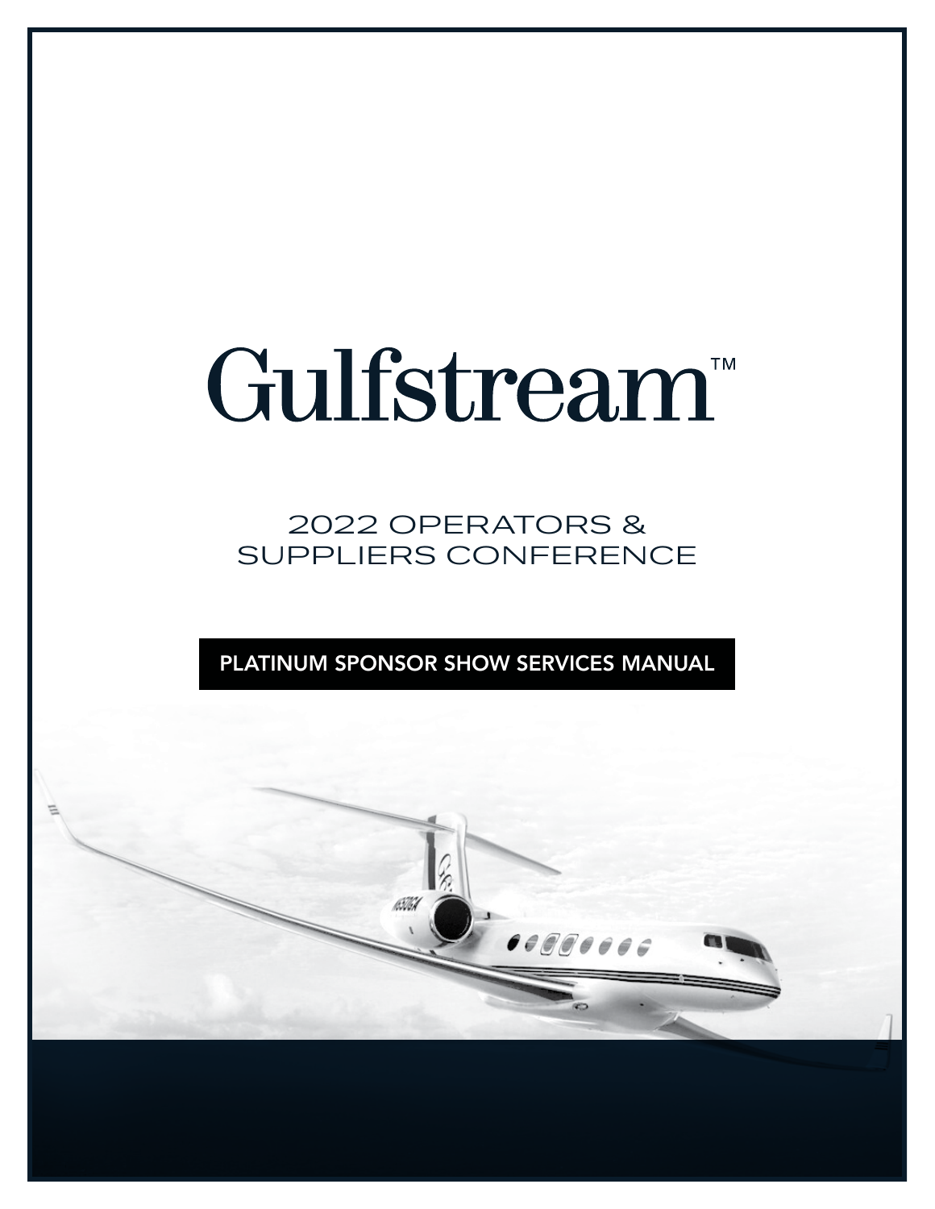# Gulfstream™

## 2022 OPERATORS & SUPPLIERS CONFERENCE

**PLATINUM SPONSOR SHOW SERVICES MANUAL**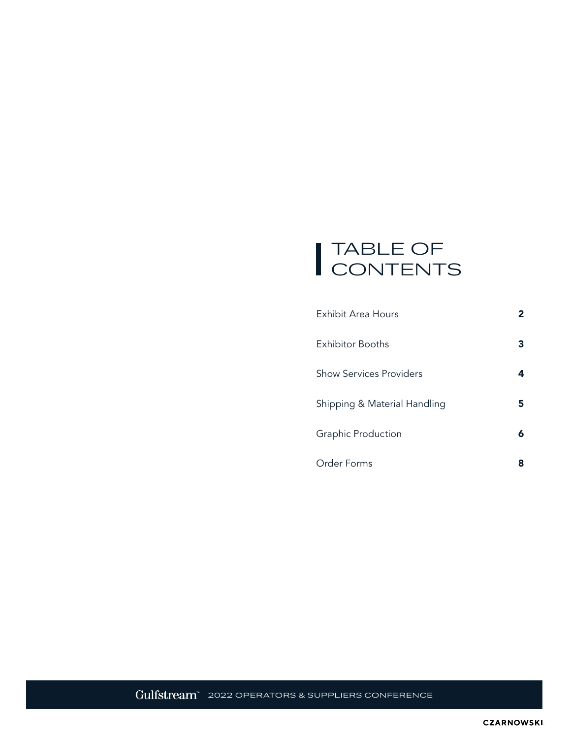# TABLE OF CONTENTS

| | |
|---|---|
| Exhibit Area Hours | **2** |
| Exhibitor Booths | **3** |
| Show Services Providers | **4** |
| Shipping & Material Handling | **5** |
| Graphic Production | **6** |
| Order Forms | **8** |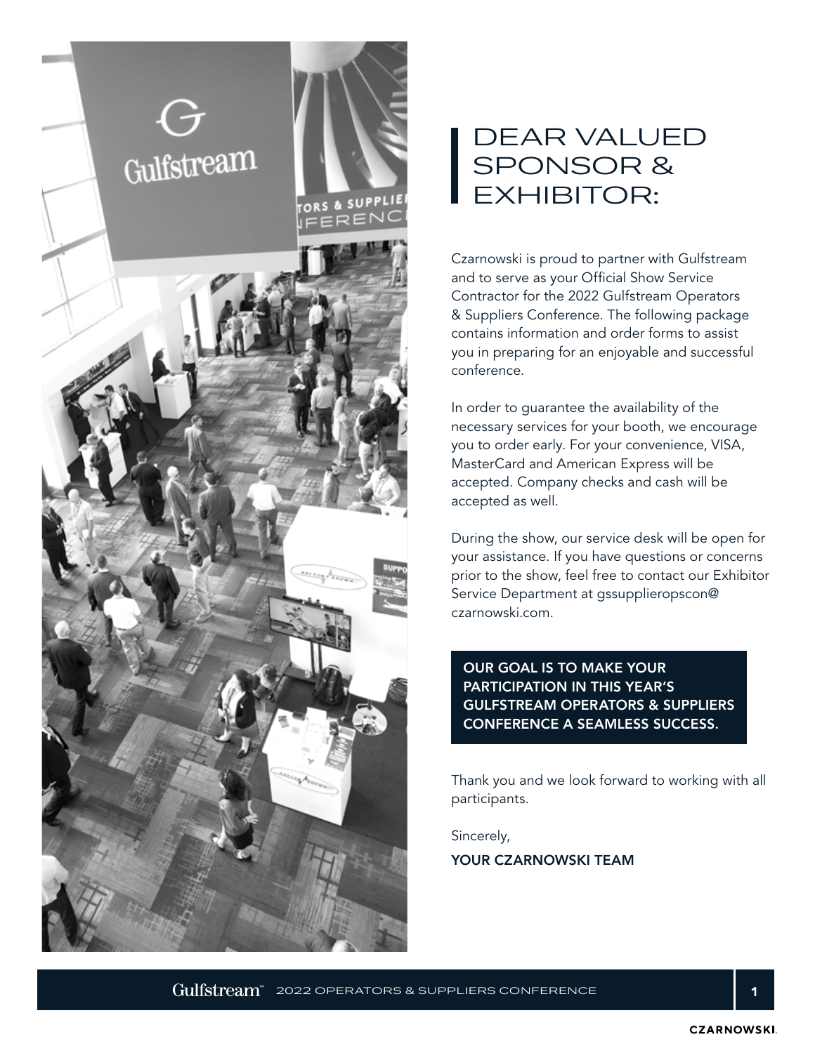# DEAR VALUED SPONSOR & EXHIBITOR:

Czarnowski is proud to partner with Gulfstream and to serve as your Official Show Service Contractor for the 2022 Gulfstream Operators & Suppliers Conference. The following package contains information and order forms to assist you in preparing for an enjoyable and successful conference.

In order to guarantee the availability of the necessary services for your booth, we encourage you to order early. For your convenience, VISA, MasterCard and American Express will be accepted. Company checks and cash will be accepted as well.

During the show, our service desk will be open for your assistance. If you have questions or concerns prior to the show, feel free to contact our Exhibitor Service Department at gssupplieropscon@czarnowski.com.

**OUR GOAL IS TO MAKE YOUR PARTICIPATION IN THIS YEAR'S GULFSTREAM OPERATORS & SUPPLIERS CONFERENCE A SEAMLESS SUCCESS.**

Thank you and we look forward to working with all participants.

Sincerely,

**YOUR CZARNOWSKI TEAM**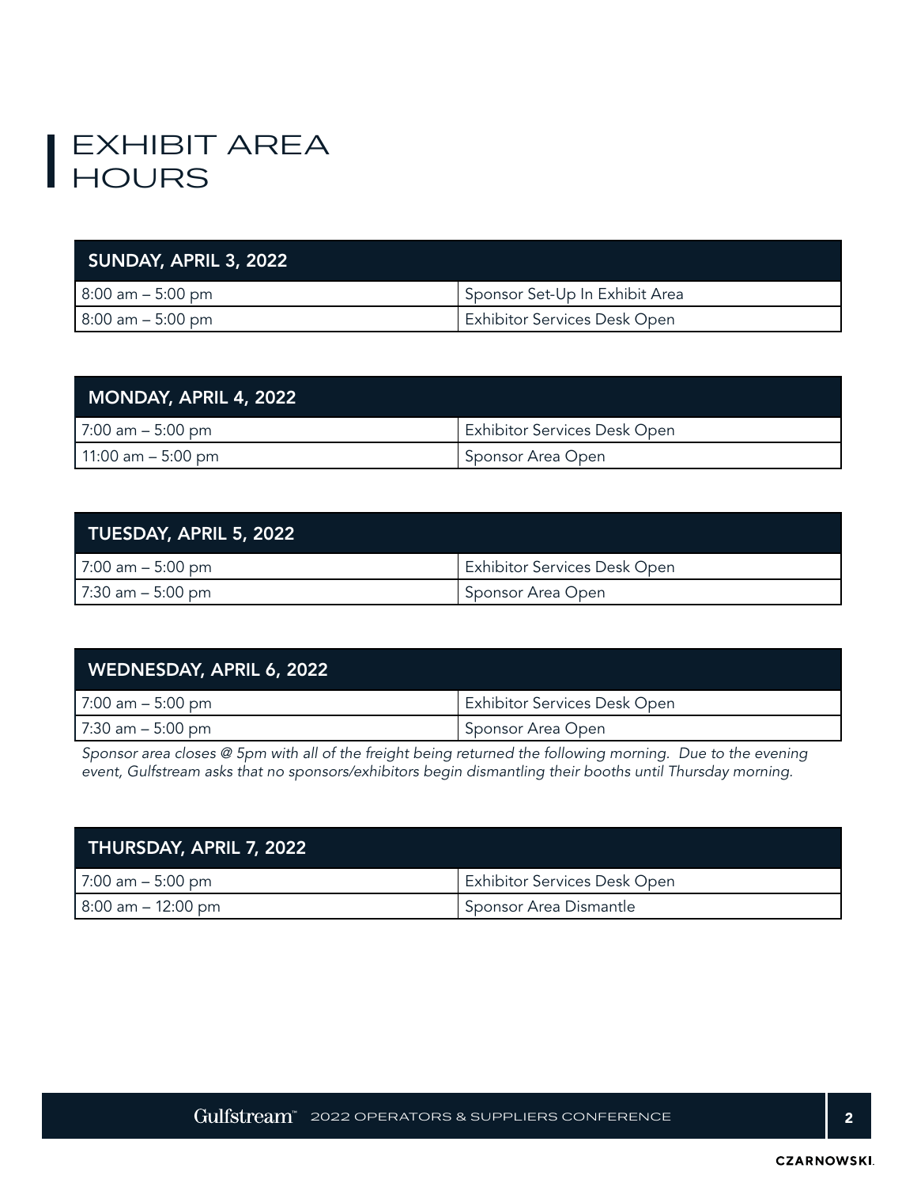# EXHIBIT AREA HOURS

| SUNDAY, APRIL 3, 2022 | |
|---|---|
| 8:00 am – 5:00 pm | Sponsor Set-Up In Exhibit Area |
| 8:00 am – 5:00 pm | Exhibitor Services Desk Open |

| MONDAY, APRIL 4, 2022 | |
|---|---|
| 7:00 am – 5:00 pm | Exhibitor Services Desk Open |
| 11:00 am – 5:00 pm | Sponsor Area Open |

| TUESDAY, APRIL 5, 2022 | |
|---|---|
| 7:00 am – 5:00 pm | Exhibitor Services Desk Open |
| 7:30 am – 5:00 pm | Sponsor Area Open |

| WEDNESDAY, APRIL 6, 2022 | |
|---|---|
| 7:00 am – 5:00 pm | Exhibitor Services Desk Open |
| 7:30 am – 5:00 pm | Sponsor Area Open |

*Sponsor area closes @ 5pm with all of the freight being returned the following morning. Due to the evening event, Gulfstream asks that no sponsors/exhibitors begin dismantling their booths until Thursday morning.*

| THURSDAY, APRIL 7, 2022 | |
|---|---|
| 7:00 am – 5:00 pm | Exhibitor Services Desk Open |
| 8:00 am – 12:00 pm | Sponsor Area Dismantle |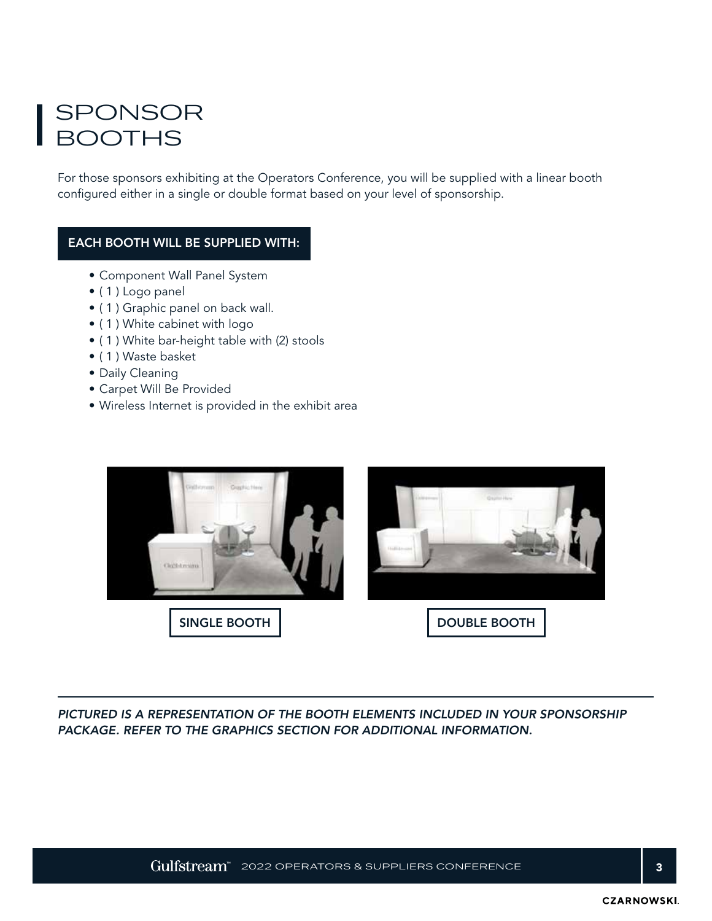# SPONSOR BOOTHS

For those sponsors exhibiting at the Operators Conference, you will be supplied with a linear booth configured either in a single or double format based on your level of sponsorship.

**EACH BOOTH WILL BE SUPPLIED WITH:**

- Component Wall Panel System
- ( 1 ) Logo panel
- ( 1 ) Graphic panel on back wall.
- ( 1 ) White cabinet with logo
- ( 1 ) White bar-height table with (2) stools
- ( 1 ) Waste basket
- Daily Cleaning
- Carpet Will Be Provided
- Wireless Internet is provided in the exhibit area

**SINGLE BOOTH**

**DOUBLE BOOTH**

***PICTURED IS A REPRESENTATION OF THE BOOTH ELEMENTS INCLUDED IN YOUR SPONSORSHIP PACKAGE. REFER TO THE GRAPHICS SECTION FOR ADDITIONAL INFORMATION.***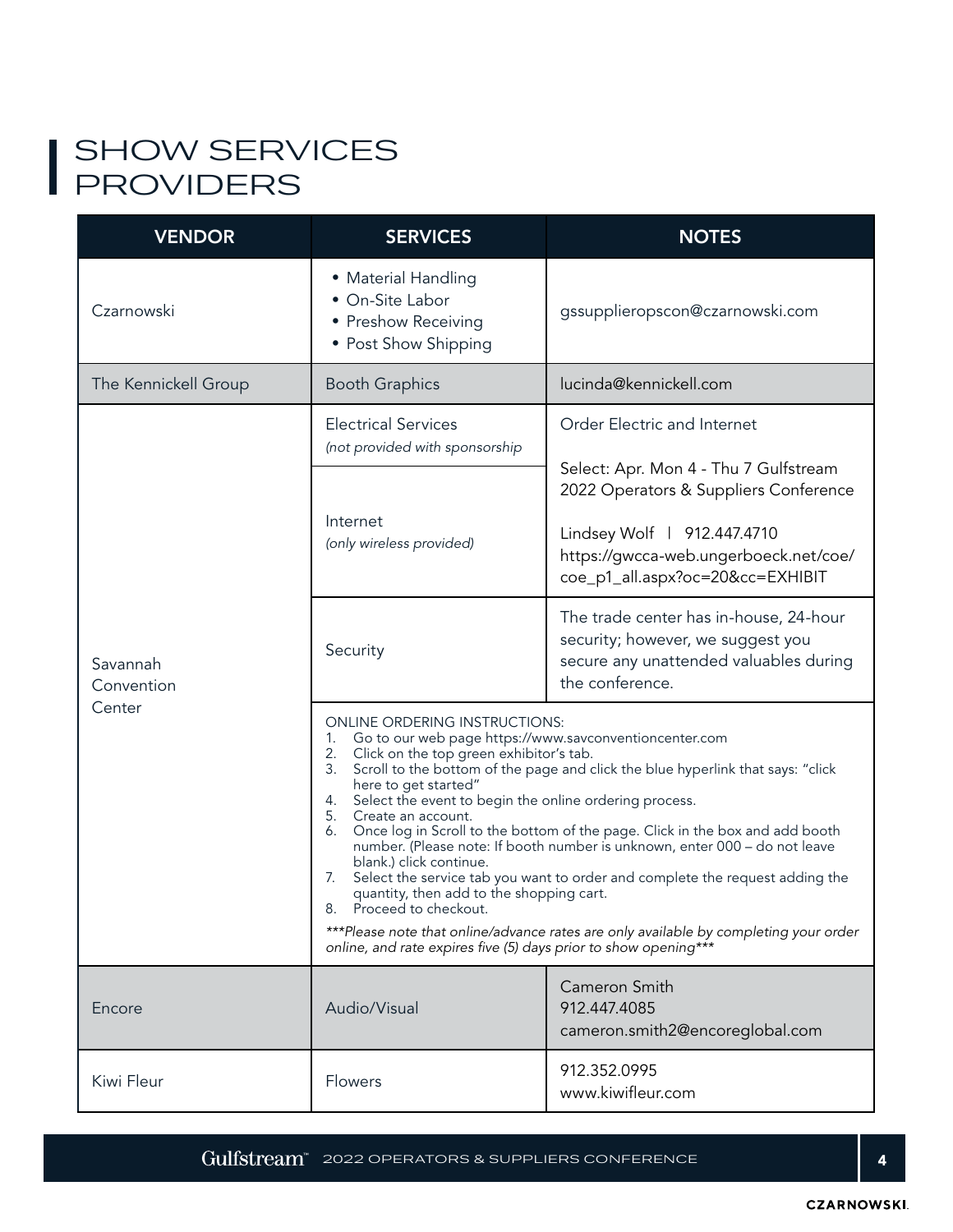# SHOW SERVICES PROVIDERS

| VENDOR | SERVICES | NOTES |
|---|---|---|
| Czarnowski | • Material Handling<br>• On-Site Labor<br>• Preshow Receiving<br>• Post Show Shipping | gssupplieropscon@czarnowski.com |
| The Kennickell Group | Booth Graphics | lucinda@kennickell.com |
| Savannah Convention Center | Electrical Services<br>*(not provided with sponsorship* | Order Electric and Internet<br><br>Select: Apr. Mon 4 - Thu 7 Gulfstream 2022 Operators & Suppliers Conference<br><br>Lindsey Wolf \| 912.447.4710<br>https://gwcca-web.ungerboeck.net/coe/coe_p1_all.aspx?oc=20&cc=EXHIBIT |
| | Internet<br>*(only wireless provided)* | |
| | Security | The trade center has in-house, 24-hour security; however, we suggest you secure any unattended valuables during the conference. |
| | ONLINE ORDERING INSTRUCTIONS:<br>1. Go to our web page https://www.savconventioncenter.com<br>2. Click on the top green exhibitor's tab.<br>3. Scroll to the bottom of the page and click the blue hyperlink that says: "click here to get started"<br>4. Select the event to begin the online ordering process.<br>5. Create an account.<br>6. Once log in Scroll to the bottom of the page. Click in the box and add booth number. (Please note: If booth number is unknown, enter 000 – do not leave blank.) click continue.<br>7. Select the service tab you want to order and complete the request adding the quantity, then add to the shopping cart.<br>8. Proceed to checkout.<br><br>****Please note that online/advance rates are only available by completing your order online, and rate expires five (5) days prior to show opening**** | |
| Encore | Audio/Visual | Cameron Smith<br>912.447.4085<br>cameron.smith2@encoreglobal.com |
| Kiwi Fleur | Flowers | 912.352.0995<br>www.kiwifleur.com |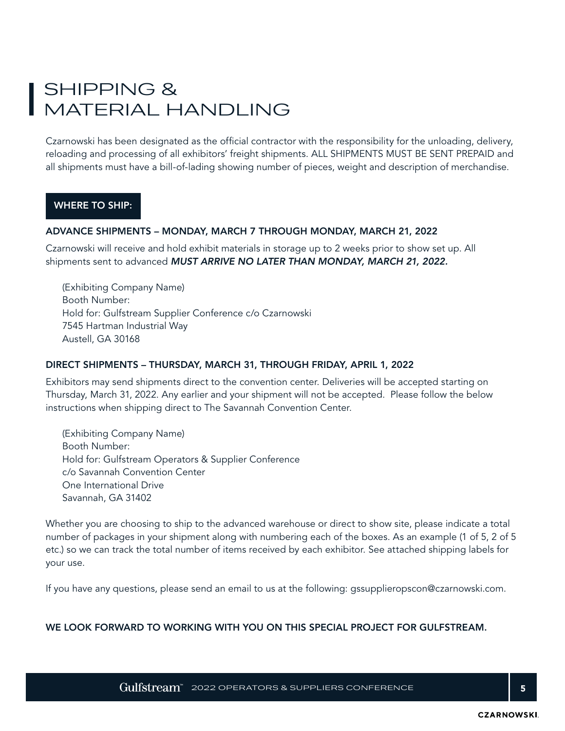# SHIPPING & MATERIAL HANDLING

Czarnowski has been designated as the official contractor with the responsibility for the unloading, delivery, reloading and processing of all exhibitors' freight shipments. ALL SHIPMENTS MUST BE SENT PREPAID and all shipments must have a bill-of-lading showing number of pieces, weight and description of merchandise.

## WHERE TO SHIP:

### ADVANCE SHIPMENTS – MONDAY, MARCH 7 THROUGH MONDAY, MARCH 21, 2022

Czarnowski will receive and hold exhibit materials in storage up to 2 weeks prior to show set up. All shipments sent to advanced ***MUST ARRIVE NO LATER THAN MONDAY, MARCH 21, 2022.***

(Exhibiting Company Name)
Booth Number:
Hold for: Gulfstream Supplier Conference c/o Czarnowski
7545 Hartman Industrial Way
Austell, GA 30168

### DIRECT SHIPMENTS – THURSDAY, MARCH 31, THROUGH FRIDAY, APRIL 1, 2022

Exhibitors may send shipments direct to the convention center. Deliveries will be accepted starting on Thursday, March 31, 2022. Any earlier and your shipment will not be accepted. Please follow the below instructions when shipping direct to The Savannah Convention Center.

(Exhibiting Company Name)
Booth Number:
Hold for: Gulfstream Operators & Supplier Conference
c/o Savannah Convention Center
One International Drive
Savannah, GA 31402

Whether you are choosing to ship to the advanced warehouse or direct to show site, please indicate a total number of packages in your shipment along with numbering each of the boxes. As an example (1 of 5, 2 of 5 etc.) so we can track the total number of items received by each exhibitor. See attached shipping labels for your use.

If you have any questions, please send an email to us at the following: gssupplieropscon@czarnowski.com.

**WE LOOK FORWARD TO WORKING WITH YOU ON THIS SPECIAL PROJECT FOR GULFSTREAM.**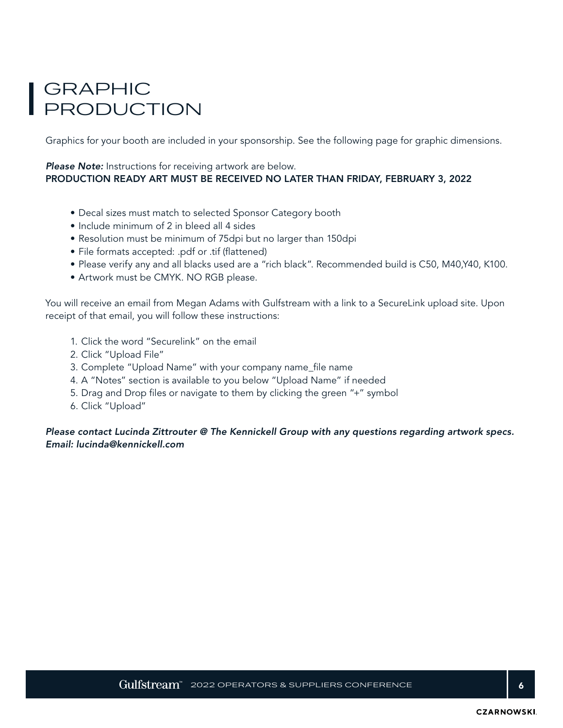# GRAPHIC PRODUCTION

Graphics for your booth are included in your sponsorship. See the following page for graphic dimensions.

***Please Note:*** Instructions for receiving artwork are below.
**PRODUCTION READY ART MUST BE RECEIVED NO LATER THAN FRIDAY, FEBRUARY 3, 2022**

- Decal sizes must match to selected Sponsor Category booth
- Include minimum of 2 in bleed all 4 sides
- Resolution must be minimum of 75dpi but no larger than 150dpi
- File formats accepted: .pdf or .tif (flattened)
- Please verify any and all blacks used are a "rich black". Recommended build is C50, M40,Y40, K100.
- Artwork must be CMYK. NO RGB please.

You will receive an email from Megan Adams with Gulfstream with a link to a SecureLink upload site. Upon receipt of that email, you will follow these instructions:

1. Click the word "Securelink" on the email
2. Click "Upload File"
3. Complete "Upload Name" with your company name_file name
4. A "Notes" section is available to you below "Upload Name" if needed
5. Drag and Drop files or navigate to them by clicking the green "+" symbol
6. Click "Upload"

***Please contact Lucinda Zittrouter @ The Kennickell Group with any questions regarding artwork specs. Email: lucinda@kennickell.com***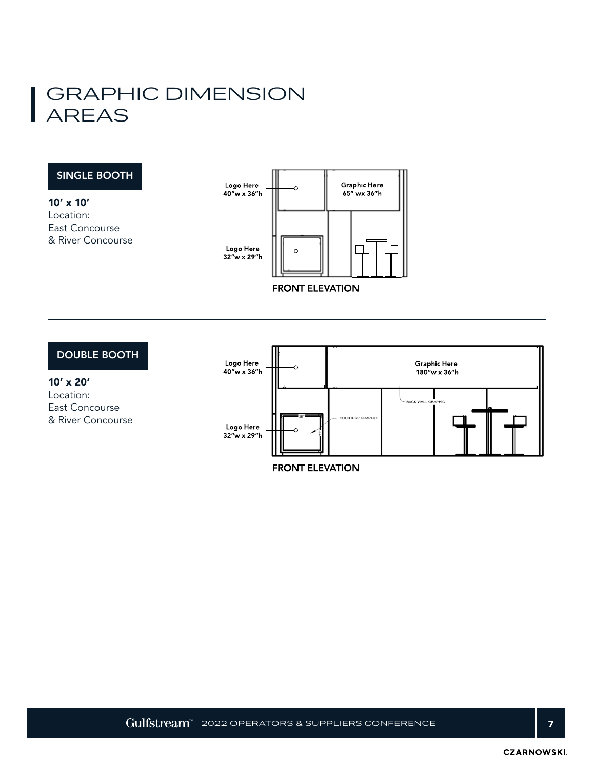# GRAPHIC DIMENSION AREAS

## SINGLE BOOTH

**10' x 10'**
Location:
East Concourse
& River Concourse

Logo Here
40"w x 36"h

Graphic Here
65" wx 36"h

Logo Here
32"w x 29"h

FRONT ELEVATION

## DOUBLE BOOTH

**10' x 20'**
Location:
East Concourse
& River Concourse

Logo Here
40"w x 36"h

Graphic Here
180"w x 36"h

BACK WALL GRAPHIC

COUNTER / GRAPHIC

Logo Here
32"w x 29"h

FRONT ELEVATION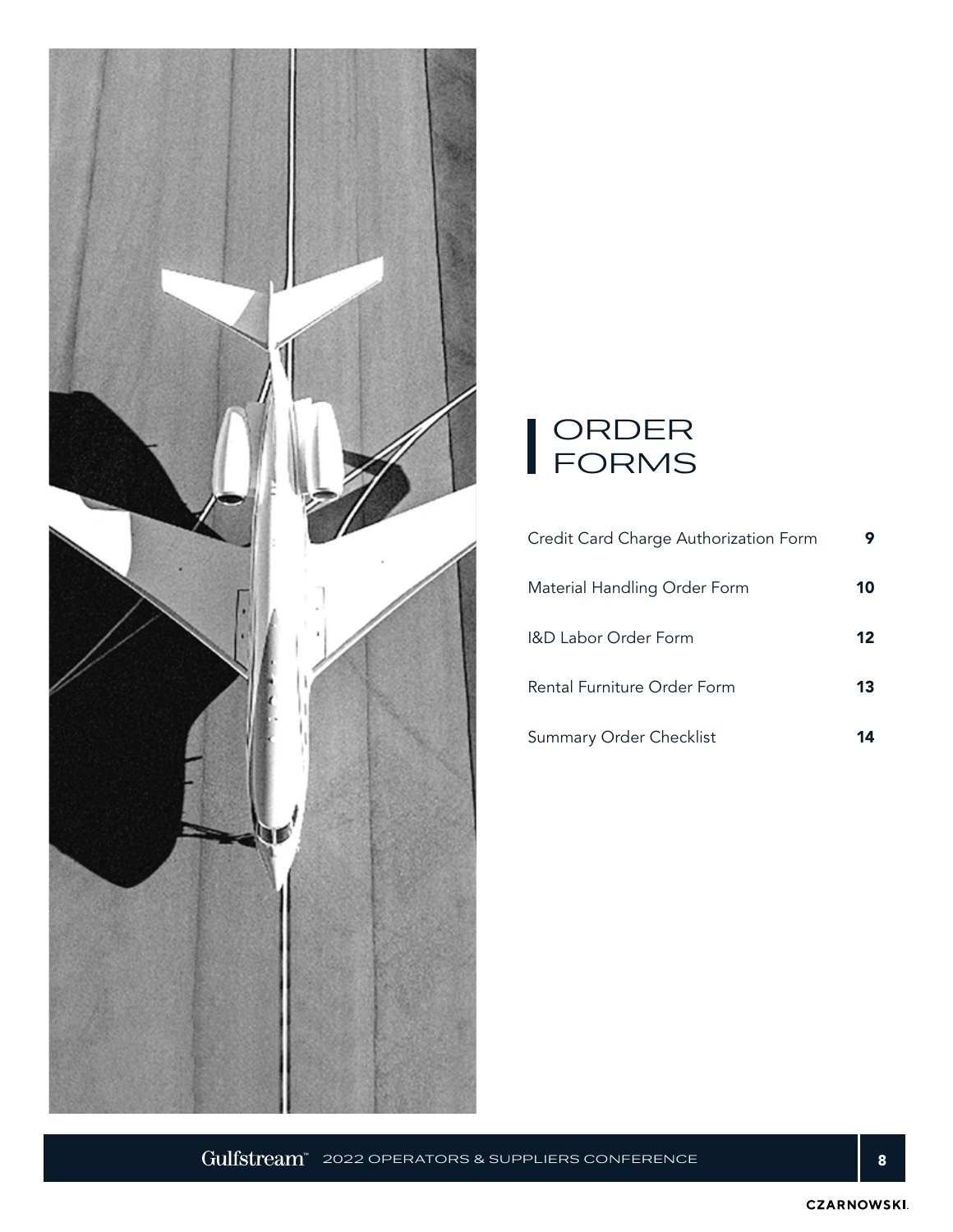# ORDER FORMS

| | |
|---|---|
| Credit Card Charge Authorization Form | **9** |
| Material Handling Order Form | **10** |
| I&D Labor Order Form | **12** |
| Rental Furniture Order Form | **13** |
| Summary Order Checklist | **14** |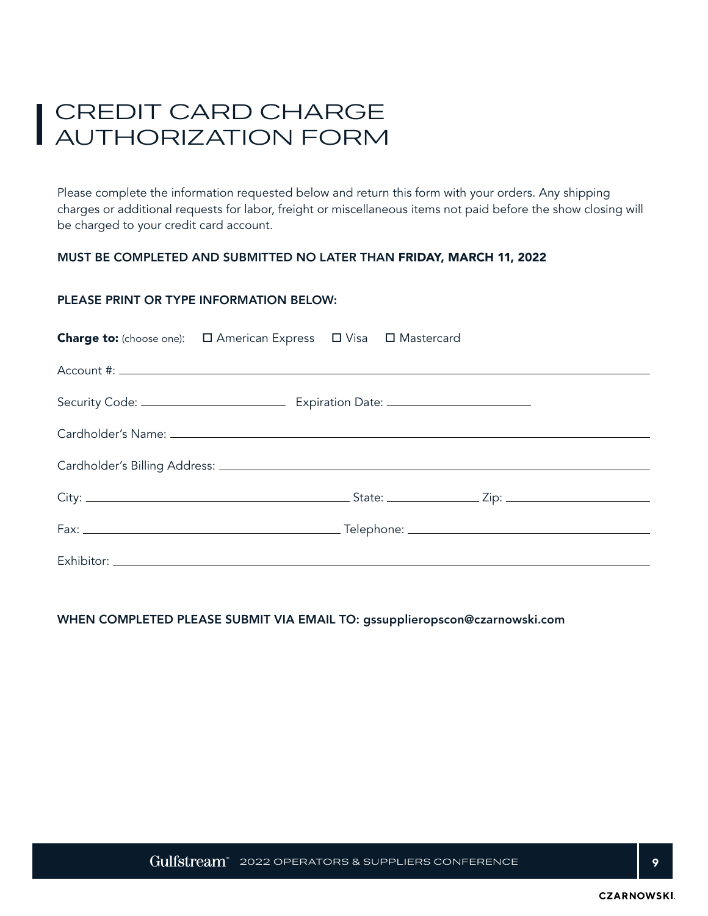# CREDIT CARD CHARGE AUTHORIZATION FORM

Please complete the information requested below and return this form with your orders. Any shipping charges or additional requests for labor, freight or miscellaneous items not paid before the show closing will be charged to your credit card account.

**MUST BE COMPLETED AND SUBMITTED NO LATER THAN FRIDAY, MARCH 11, 2022**

**PLEASE PRINT OR TYPE INFORMATION BELOW:**

**Charge to:** (choose one): ☐ American Express ☐ Visa ☐ Mastercard

Account #: \_\_\_\_\_\_\_\_\_\_\_\_\_\_\_\_\_\_\_\_\_\_\_\_\_\_\_\_\_\_\_\_\_\_\_\_\_\_\_\_

Security Code: \_\_\_\_\_\_\_\_\_\_\_\_\_\_\_\_\_\_\_\_ Expiration Date: \_\_\_\_\_\_\_\_\_\_\_\_\_\_\_\_\_\_\_\_

Cardholder's Name: \_\_\_\_\_\_\_\_\_\_\_\_\_\_\_\_\_\_\_\_\_\_\_\_\_\_\_\_\_\_\_\_\_\_\_\_\_\_\_\_

Cardholder's Billing Address: \_\_\_\_\_\_\_\_\_\_\_\_\_\_\_\_\_\_\_\_\_\_\_\_\_\_\_\_\_\_\_\_\_\_\_\_\_\_\_\_

City: \_\_\_\_\_\_\_\_\_\_\_\_\_\_\_\_\_\_\_\_ State: \_\_\_\_\_\_\_\_\_\_ Zip: \_\_\_\_\_\_\_\_\_\_\_\_\_\_\_\_\_\_\_\_

Fax: \_\_\_\_\_\_\_\_\_\_\_\_\_\_\_\_\_\_\_\_ Telephone: \_\_\_\_\_\_\_\_\_\_\_\_\_\_\_\_\_\_\_\_

Exhibitor: \_\_\_\_\_\_\_\_\_\_\_\_\_\_\_\_\_\_\_\_\_\_\_\_\_\_\_\_\_\_\_\_\_\_\_\_\_\_\_\_

**WHEN COMPLETED PLEASE SUBMIT VIA EMAIL TO: gssupplieropscon@czarnowski.com**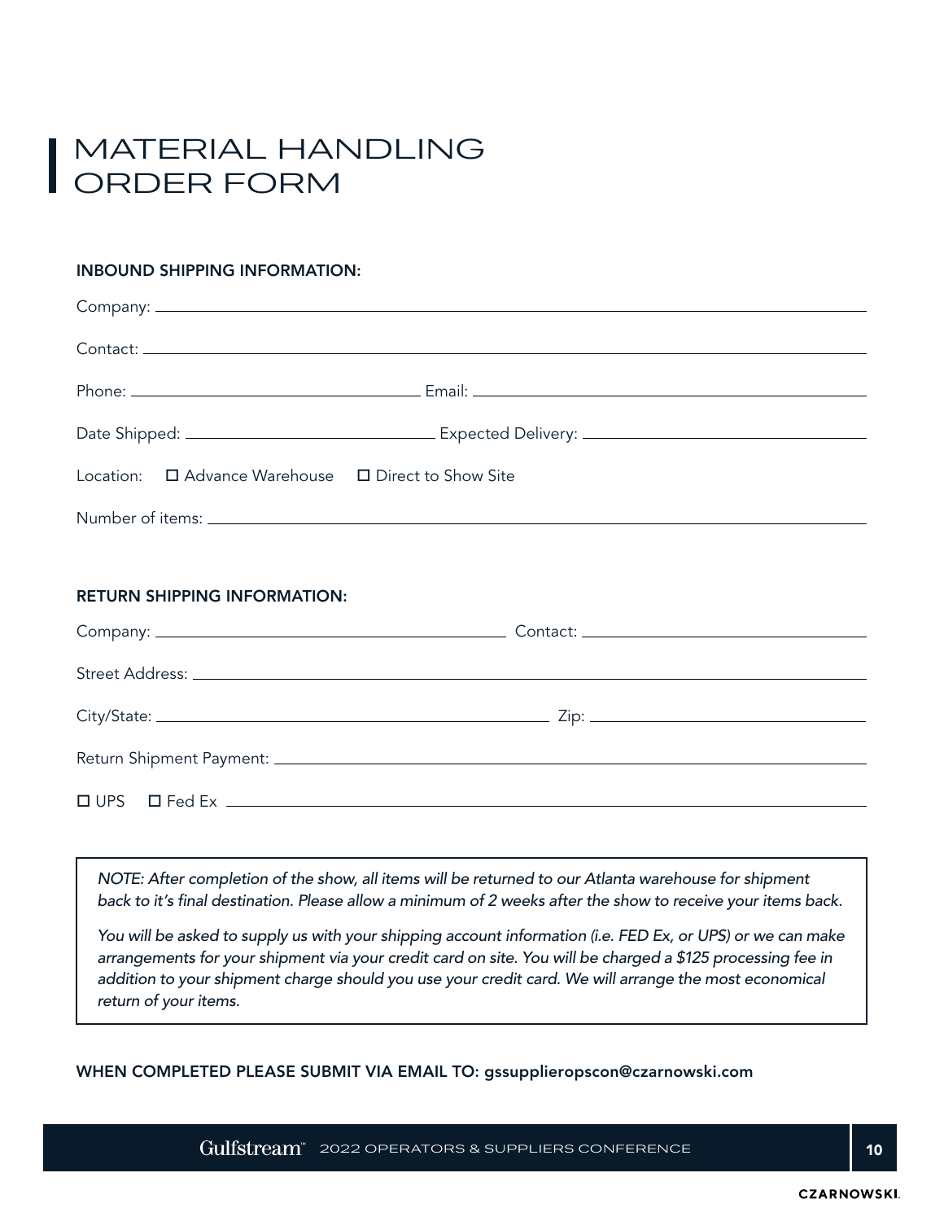# MATERIAL HANDLING ORDER FORM

**INBOUND SHIPPING INFORMATION:**

Company: ______________________________

Contact: ______________________________

Phone: ______________________________ Email: ______________________________

Date Shipped: ______________________________ Expected Delivery: ______________________________

Location: ☐ Advance Warehouse ☐ Direct to Show Site

Number of items: ______________________________

**RETURN SHIPPING INFORMATION:**

Company: ______________________________ Contact: ______________________________

Street Address: ______________________________

City/State: ______________________________ Zip: ______________________________

Return Shipment Payment: ______________________________

☐ UPS ☐ Fed Ex ______________________________

*NOTE: After completion of the show, all items will be returned to our Atlanta warehouse for shipment back to it's final destination. Please allow a minimum of 2 weeks after the show to receive your items back.*

*You will be asked to supply us with your shipping account information (i.e. FED Ex, or UPS) or we can make arrangements for your shipment via your credit card on site. You will be charged a $125 processing fee in addition to your shipment charge should you use your credit card. We will arrange the most economical return of your items.*

**WHEN COMPLETED PLEASE SUBMIT VIA EMAIL TO: gssupplieropscon@czarnowski.com**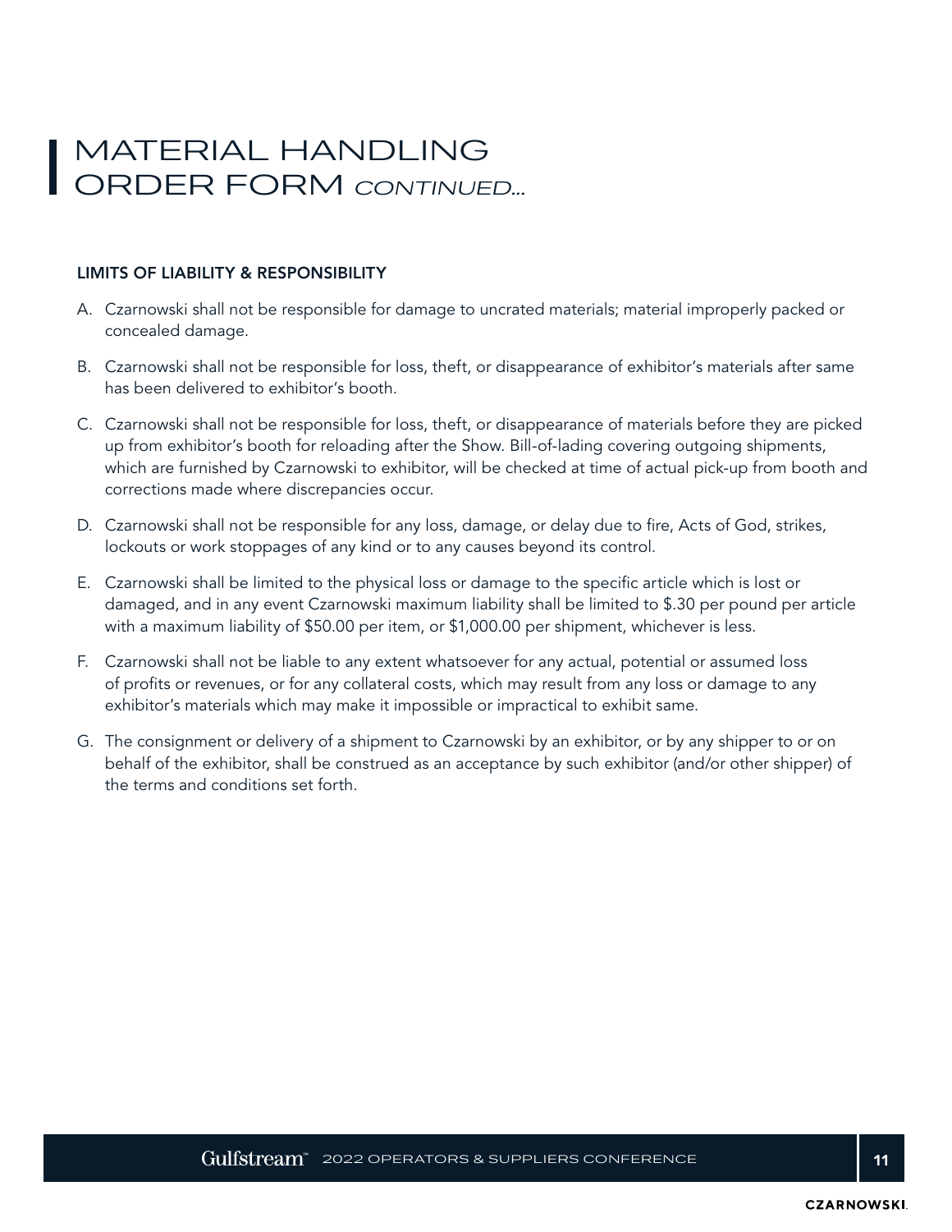# MATERIAL HANDLING ORDER FORM *CONTINUED...*

**LIMITS OF LIABILITY & RESPONSIBILITY**

A. Czarnowski shall not be responsible for damage to uncrated materials; material improperly packed or concealed damage.

B. Czarnowski shall not be responsible for loss, theft, or disappearance of exhibitor's materials after same has been delivered to exhibitor's booth.

C. Czarnowski shall not be responsible for loss, theft, or disappearance of materials before they are picked up from exhibitor's booth for reloading after the Show. Bill-of-lading covering outgoing shipments, which are furnished by Czarnowski to exhibitor, will be checked at time of actual pick-up from booth and corrections made where discrepancies occur.

D. Czarnowski shall not be responsible for any loss, damage, or delay due to fire, Acts of God, strikes, lockouts or work stoppages of any kind or to any causes beyond its control.

E. Czarnowski shall be limited to the physical loss or damage to the specific article which is lost or damaged, and in any event Czarnowski maximum liability shall be limited to $.30 per pound per article with a maximum liability of $50.00 per item, or $1,000.00 per shipment, whichever is less.

F. Czarnowski shall not be liable to any extent whatsoever for any actual, potential or assumed loss of profits or revenues, or for any collateral costs, which may result from any loss or damage to any exhibitor's materials which may make it impossible or impractical to exhibit same.

G. The consignment or delivery of a shipment to Czarnowski by an exhibitor, or by any shipper to or on behalf of the exhibitor, shall be construed as an acceptance by such exhibitor (and/or other shipper) of the terms and conditions set forth.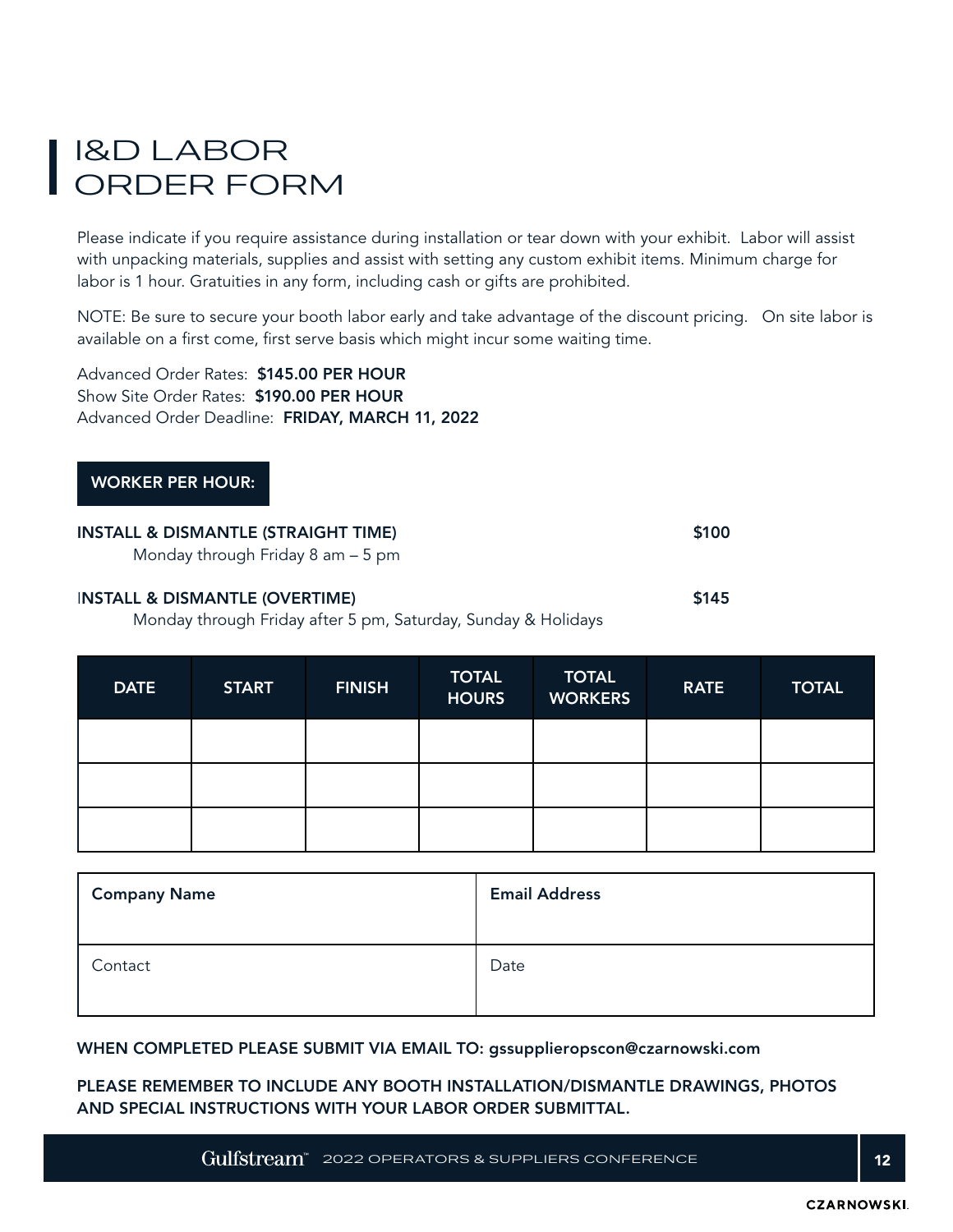# I&D LABOR ORDER FORM

Please indicate if you require assistance during installation or tear down with your exhibit. Labor will assist with unpacking materials, supplies and assist with setting any custom exhibit items. Minimum charge for labor is 1 hour. Gratuities in any form, including cash or gifts are prohibited.

NOTE: Be sure to secure your booth labor early and take advantage of the discount pricing. On site labor is available on a first come, first serve basis which might incur some waiting time.

Advanced Order Rates: **$145.00 PER HOUR**
Show Site Order Rates: **$190.00 PER HOUR**
Advanced Order Deadline: **FRIDAY, MARCH 11, 2022**

**WORKER PER HOUR:**

**INSTALL & DISMANTLE (STRAIGHT TIME)** **$100**
Monday through Friday 8 am – 5 pm

**INSTALL & DISMANTLE (OVERTIME)** **$145**
Monday through Friday after 5 pm, Saturday, Sunday & Holidays

| DATE | START | FINISH | TOTAL HOURS | TOTAL WORKERS | RATE | TOTAL |
|---|---|---|---|---|---|---|
| | | | | | | |
| | | | | | | |
| | | | | | | |

| **Company Name** | **Email Address** |
|---|---|
| Contact | Date |

**WHEN COMPLETED PLEASE SUBMIT VIA EMAIL TO: gssupplieropscon@czarnowski.com**

**PLEASE REMEMBER TO INCLUDE ANY BOOTH INSTALLATION/DISMANTLE DRAWINGS, PHOTOS AND SPECIAL INSTRUCTIONS WITH YOUR LABOR ORDER SUBMITTAL.**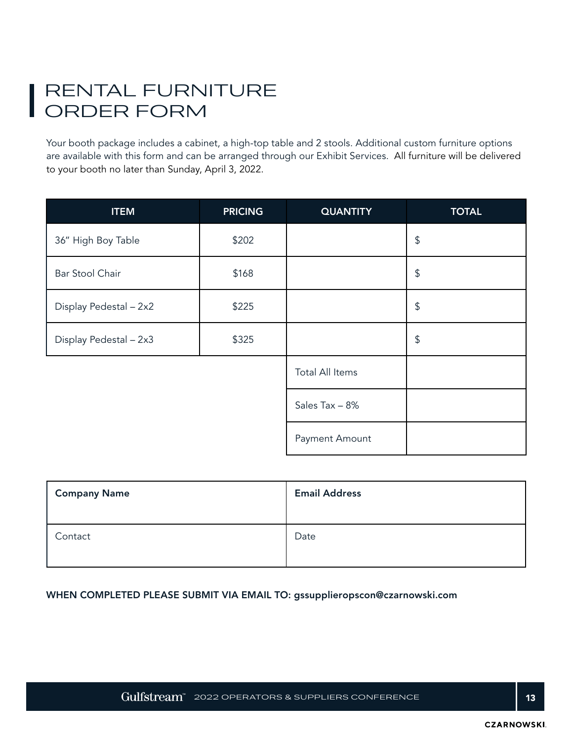# RENTAL FURNITURE ORDER FORM

Your booth package includes a cabinet, a high-top table and 2 stools. Additional custom furniture options are available with this form and can be arranged through our Exhibit Services. All furniture will be delivered to your booth no later than Sunday, April 3, 2022.

| ITEM | PRICING | QUANTITY | TOTAL |
|---|---|---|---|
| 36" High Boy Table | $202 | | $ |
| Bar Stool Chair | $168 | | $ |
| Display Pedestal – 2x2 | $225 | | $ |
| Display Pedestal – 2x3 | $325 | | $ |
| | | Total All Items | |
| | | Sales Tax – 8% | |
| | | Payment Amount | |

| **Company Name** | **Email Address** |
|---|---|
| Contact | Date |

**WHEN COMPLETED PLEASE SUBMIT VIA EMAIL TO: gssupplieropscon@czarnowski.com**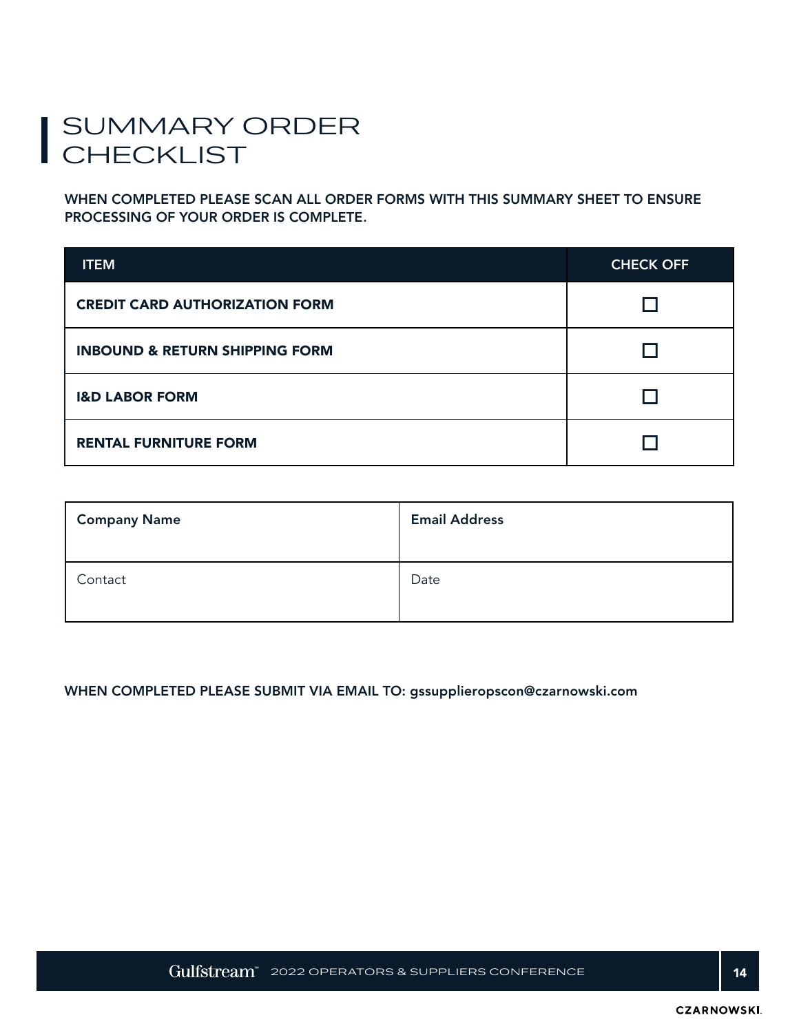# SUMMARY ORDER CHECKLIST

**WHEN COMPLETED PLEASE SCAN ALL ORDER FORMS WITH THIS SUMMARY SHEET TO ENSURE PROCESSING OF YOUR ORDER IS COMPLETE.**

| ITEM | CHECK OFF |
|---|---|
| **CREDIT CARD AUTHORIZATION FORM** | ☐ |
| **INBOUND & RETURN SHIPPING FORM** | ☐ |
| **I&D LABOR FORM** | ☐ |
| **RENTAL FURNITURE FORM** | ☐ |

| **Company Name** | **Email Address** |
|---|---|
| Contact | Date |

**WHEN COMPLETED PLEASE SUBMIT VIA EMAIL TO: gssupplieropscon@czarnowski.com**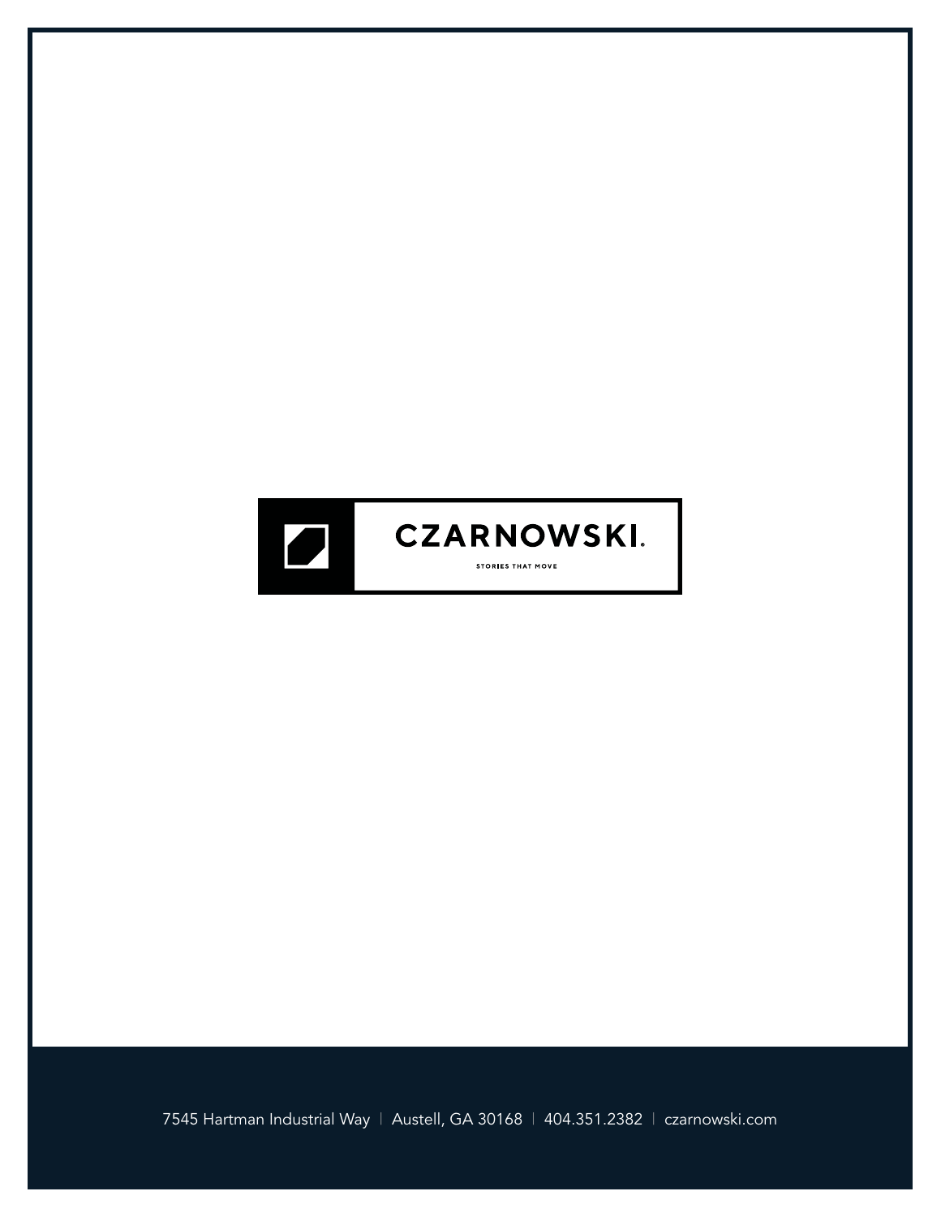CZARNOWSKI.

STORIES THAT MOVE

7545 Hartman Industrial Way | Austell, GA 30168 | 404.351.2382 | czarnowski.com